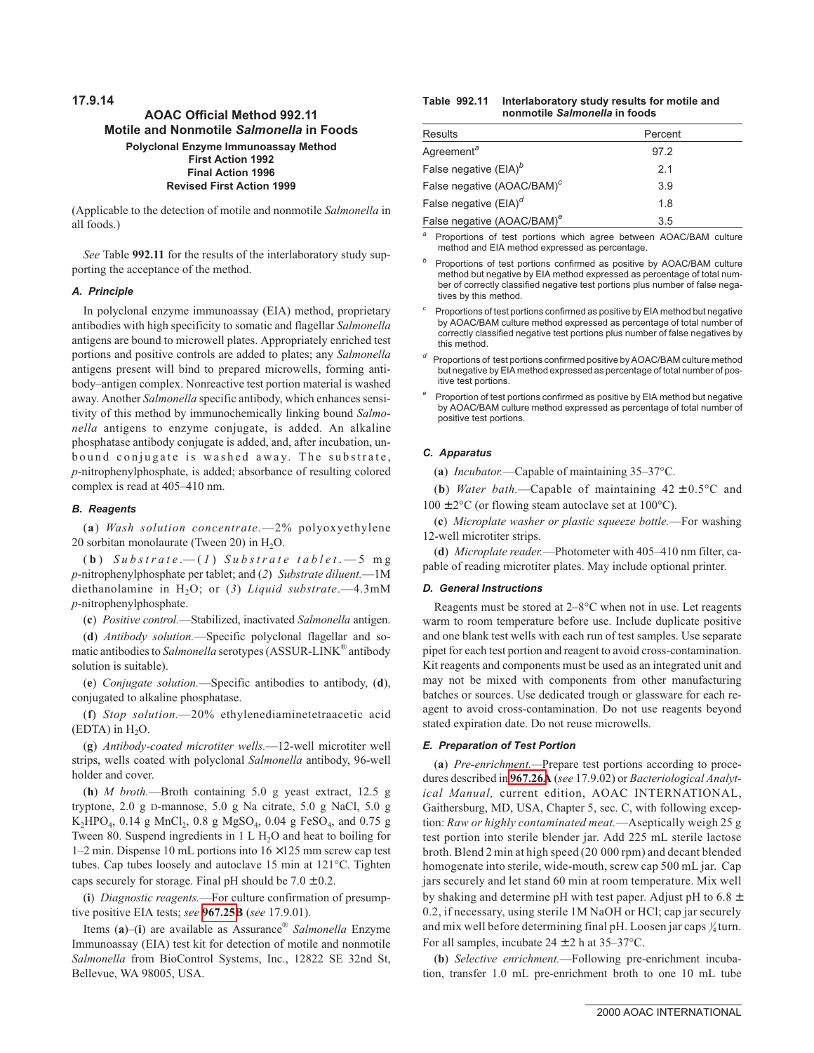17.9.14

## AOAC Official Method 992.11
## Motile and Nonmotile *Salmonella* in Foods

**Polyclonal Enzyme Immunoassay Method**
**First Action 1992**
**Final Action 1996**
**Revised First Action 1999**

(Applicable to the detection of motile and nonmotile *Salmonella* in all foods.)

*See* Table **992.11** for the results of the interlaboratory study supporting the acceptance of the method.

### *A. Principle*

In polyclonal enzyme immunoassay (EIA) method, proprietary antibodies with high specificity to somatic and flagellar *Salmonella* antigens are bound to microwell plates. Appropriately enriched test portions and positive controls are added to plates; any *Salmonella* antigens present will bind to prepared microwells, forming antibody–antigen complex. Nonreactive test portion material is washed away. Another *Salmonella* specific antibody, which enhances sensitivity of this method by immunochemically linking bound *Salmonella* antigens to enzyme conjugate, is added. An alkaline phosphatase antibody conjugate is added, and, after incubation, unbound conjugate is washed away. The substrate, *p*-nitrophenylphosphate, is added; absorbance of resulting colored complex is read at 405–410 nm.

### *B. Reagents*

(**a**) *Wash solution concentrate.*—2% polyoxyethylene 20 sorbitan monolaurate (Tween 20) in $H_2O$.

(**b**) *Substrate.*—(*1*) *Substrate tablet.*—5 mg *p*-nitrophenylphosphate per tablet; and (*2*) *Substrate diluent.*—1M diethanolamine in $H_2O$; or (*3*) *Liquid substrate*.—4.3mM *p*-nitrophenylphosphate.

(**c**) *Positive control.*—Stabilized, inactivated *Salmonella* antigen.

(**d**) *Antibody solution.*—Specific polyclonal flagellar and somatic antibodies to *Salmonella* serotypes (ASSUR-LINK® antibody solution is suitable).

(**e**) *Conjugate solution.*—Specific antibodies to antibody, (**d**), conjugated to alkaline phosphatase.

(**f**) *Stop solution.*—20% ethylenediaminetetraacetic acid (EDTA) in $H_2O$.

(**g**) *Antibody-coated microtiter wells.*—12-well microtiter well strips, wells coated with polyclonal *Salmonella* antibody, 96-well holder and cover.

(**h**) *M broth.*—Broth containing 5.0 g yeast extract, 12.5 g tryptone, 2.0 g D-mannose, 5.0 g Na citrate, 5.0 g NaCl, 5.0 g $K_2HPO_4$, 0.14 g $MnCl_2$, 0.8 g $MgSO_4$, 0.04 g $FeSO_4$, and 0.75 g Tween 80. Suspend ingredients in 1 L $H_2O$ and heat to boiling for 1–2 min. Dispense 10 mL portions into 16 × 125 mm screw cap test tubes. Cap tubes loosely and autoclave 15 min at 121°C. Tighten caps securely for storage. Final pH should be 7.0 ± 0.2.

(**i**) *Diagnostic reagents.*—For culture confirmation of presumptive positive EIA tests; *see* **967.25B** (*see* 17.9.01).

Items (**a**)–(**i**) are available as Assurance® *Salmonella* Enzyme Immunoassay (EIA) test kit for detection of motile and nonmotile *Salmonella* from BioControl Systems, Inc., 12822 SE 32nd St, Bellevue, WA 98005, USA.

**Table 992.11 Interlaboratory study results for motile and nonmotile *Salmonella* in foods**

| Results | Percent |
|---|---|
| Agreement[a] | 97.2 |
| False negative (EIA)[b] | 2.1 |
| False negative (AOAC/BAM)[c] | 3.9 |
| False negative (EIA)[d] | 1.8 |
| False negative (AOAC/BAM)[e] | 3.5 |

[a] Proportions of test portions which agree between AOAC/BAM culture method and EIA method expressed as percentage.

[b] Proportions of test portions confirmed as positive by AOAC/BAM culture method but negative by EIA method expressed as percentage of total number of correctly classified negative test portions plus number of false negatives by this method.

[c] Proportions of test portions confirmed as positive by EIA method but negative by AOAC/BAM culture method expressed as percentage of total number of correctly classified negative test portions plus number of false negatives by this method.

[d] Proportions of test portions confirmed positive by AOAC/BAM culture method but negative by EIA method expressed as percentage of total number of positive test portions.

[e] Proportion of test portions confirmed as positive by EIA method but negative by AOAC/BAM culture method expressed as percentage of total number of positive test portions.

### *C. Apparatus*

(**a**) *Incubator.*—Capable of maintaining 35–37°C.

(**b**) *Water bath.*—Capable of maintaining 42 ± 0.5°C and 100 ± 2°C (or flowing steam autoclave set at 100°C).

(**c**) *Microplate washer or plastic squeeze bottle.*—For washing 12-well microtiter strips.

(**d**) *Microplate reader.*—Photometer with 405–410 nm filter, capable of reading microtiter plates. May include optional printer.

### *D. General Instructions*

Reagents must be stored at 2–8°C when not in use. Let reagents warm to room temperature before use. Include duplicate positive and one blank test wells with each run of test samples. Use separate pipet for each test portion and reagent to avoid cross-contamination. Kit reagents and components must be used as an integrated unit and may not be mixed with components from other manufacturing batches or sources. Use dedicated trough or glassware for each reagent to avoid cross-contamination. Do not use reagents beyond stated expiration date. Do not reuse microwells.

### *E. Preparation of Test Portion*

(**a**) *Pre-enrichment.*—Prepare test portions according to procedures described in **967.26A** (*see* 17.9.02) or *Bacteriological Analytical Manual,* current edition, AOAC INTERNATIONAL, Gaithersburg, MD, USA, Chapter 5, sec. C, with following exception: *Raw or highly contaminated meat.*—Aseptically weigh 25 g test portion into sterile blender jar. Add 225 mL sterile lactose broth. Blend 2 min at high speed (20 000 rpm) and decant blended homogenate into sterile, wide-mouth, screw cap 500 mL jar. Cap jars securely and let stand 60 min at room temperature. Mix well by shaking and determine pH with test paper. Adjust pH to 6.8 ± 0.2, if necessary, using sterile 1M NaOH or HCl; cap jar securely and mix well before determining final pH. Loosen jar caps ¼ turn. For all samples, incubate 24 ± 2 h at 35–37°C.

(**b**) *Selective enrichment.*—Following pre-enrichment incubation, transfer 1.0 mL pre-enrichment broth to one 10 mL tube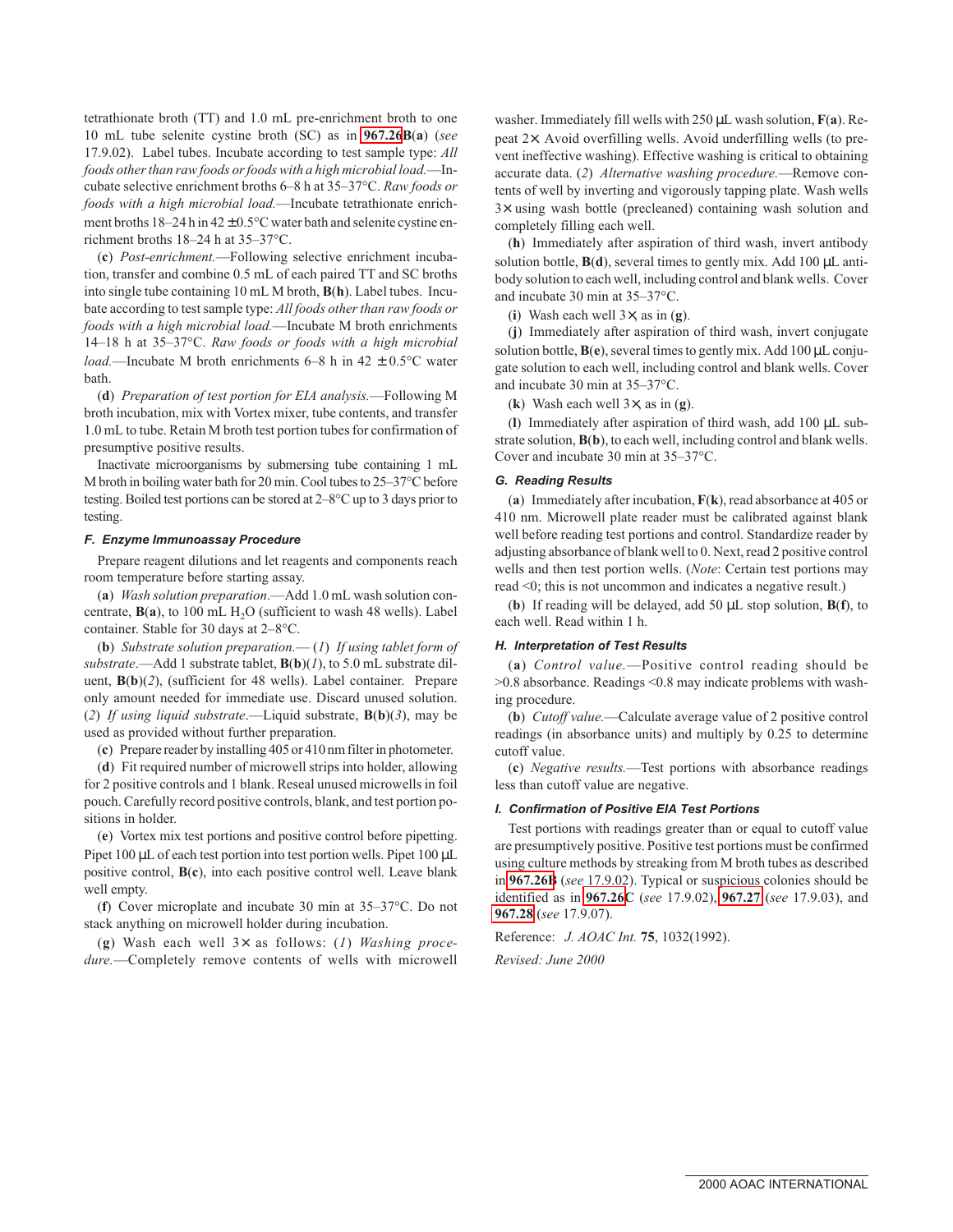tetrathionate broth (TT) and 1.0 mL pre-enrichment broth to one 10 mL tube selenite cystine broth (SC) as in **967.26B**(**a**) (*see* 17.9.02). Label tubes. Incubate according to test sample type: *All foods other than raw foods or foods with a high microbial load.*—Incubate selective enrichment broths 6–8 h at 35–37°C. *Raw foods or foods with a high microbial load.*—Incubate tetrathionate enrichment broths 18–24 h in 42 ± 0.5°C water bath and selenite cystine enrichment broths 18–24 h at 35–37°C.

(**c**) *Post-enrichment.*—Following selective enrichment incubation, transfer and combine 0.5 mL of each paired TT and SC broths into single tube containing 10 mL M broth, **B**(**h**). Label tubes. Incubate according to test sample type: *All foods other than raw foods or foods with a high microbial load.*—Incubate M broth enrichments 14–18 h at 35–37°C. *Raw foods or foods with a high microbial load.*—Incubate M broth enrichments 6–8 h in 42 ± 0.5°C water bath.

(**d**) *Preparation of test portion for EIA analysis.*—Following M broth incubation, mix with Vortex mixer, tube contents, and transfer 1.0 mL to tube. Retain M broth test portion tubes for confirmation of presumptive positive results.

Inactivate microorganisms by submersing tube containing 1 mL M broth in boiling water bath for 20 min. Cool tubes to 25–37°C before testing. Boiled test portions can be stored at 2–8°C up to 3 days prior to testing.

### F. Enzyme Immunoassay Procedure

Prepare reagent dilutions and let reagents and components reach room temperature before starting assay.

(**a**) *Wash solution preparation*.—Add 1.0 mL wash solution concentrate, **B**(**a**), to 100 mL $H_2O$ (sufficient to wash 48 wells). Label container. Stable for 30 days at 2–8°C.

(**b**) *Substrate solution preparation.*— (*1*) *If using tablet form of substrate*.—Add 1 substrate tablet, **B**(**b**)(*1*), to 5.0 mL substrate diluent, **B**(**b**)(*2*), (sufficient for 48 wells). Label container. Prepare only amount needed for immediate use. Discard unused solution. (*2*) *If using liquid substrate*.—Liquid substrate, **B**(**b**)(*3*), may be used as provided without further preparation.

(**c**) Prepare reader by installing 405 or 410 nm filter in photometer.

(**d**) Fit required number of microwell strips into holder, allowing for 2 positive controls and 1 blank. Reseal unused microwells in foil pouch. Carefully record positive controls, blank, and test portion positions in holder.

(**e**) Vortex mix test portions and positive control before pipetting. Pipet 100 µL of each test portion into test portion wells. Pipet 100 µL positive control, **B**(**c**), into each positive control well. Leave blank well empty.

(**f**) Cover microplate and incubate 30 min at 35–37°C. Do not stack anything on microwell holder during incubation.

(**g**) Wash each well 3× as follows: (*1*) *Washing procedure.*—Completely remove contents of wells with microwell washer. Immediately fill wells with 250 µL wash solution, **F**(**a**). Repeat 2×. Avoid overfilling wells. Avoid underfilling wells (to prevent ineffective washing). Effective washing is critical to obtaining accurate data. (*2*) *Alternative washing procedure.*—Remove contents of well by inverting and vigorously tapping plate. Wash wells 3× using wash bottle (precleaned) containing wash solution and completely filling each well.

(**h**) Immediately after aspiration of third wash, invert antibody solution bottle, **B**(**d**), several times to gently mix. Add 100 µL antibody solution to each well, including control and blank wells. Cover and incubate 30 min at 35–37°C.

(**i**) Wash each well 3×, as in (**g**).

(**j**) Immediately after aspiration of third wash, invert conjugate solution bottle, **B**(**e**), several times to gently mix. Add 100 µL conjugate solution to each well, including control and blank wells. Cover and incubate 30 min at 35–37°C.

(**k**) Wash each well 3×, as in (**g**).

(**l**) Immediately after aspiration of third wash, add 100 µL substrate solution, **B**(**b**), to each well, including control and blank wells. Cover and incubate 30 min at 35–37°C.

### G. Reading Results

(**a**) Immediately after incubation, **F**(**k**), read absorbance at 405 or 410 nm. Microwell plate reader must be calibrated against blank well before reading test portions and control. Standardize reader by adjusting absorbance of blank well to 0. Next, read 2 positive control wells and then test portion wells. (*Note*: Certain test portions may read <0; this is not uncommon and indicates a negative result.)

(**b**) If reading will be delayed, add 50 µL stop solution, **B**(**f**), to each well. Read within 1 h.

### H. Interpretation of Test Results

(**a**) *Control value.*—Positive control reading should be >0.8 absorbance. Readings <0.8 may indicate problems with washing procedure.

(**b**) *Cutoff value.*—Calculate average value of 2 positive control readings (in absorbance units) and multiply by 0.25 to determine cutoff value.

(**c**) *Negative results.*—Test portions with absorbance readings less than cutoff value are negative.

### I. Confirmation of Positive EIA Test Portions

Test portions with readings greater than or equal to cutoff value are presumptively positive. Positive test portions must be confirmed using culture methods by streaking from M broth tubes as described in **967.26B** (*see* 17.9.02). Typical or suspicious colonies should be identified as in **967.26**C (*see* 17.9.02), **967.27** (*see* 17.9.03), and **967.28** (*see* 17.9.07).

Reference: *J. AOAC Int.* **75**, 1032(1992).

*Revised: June 2000*